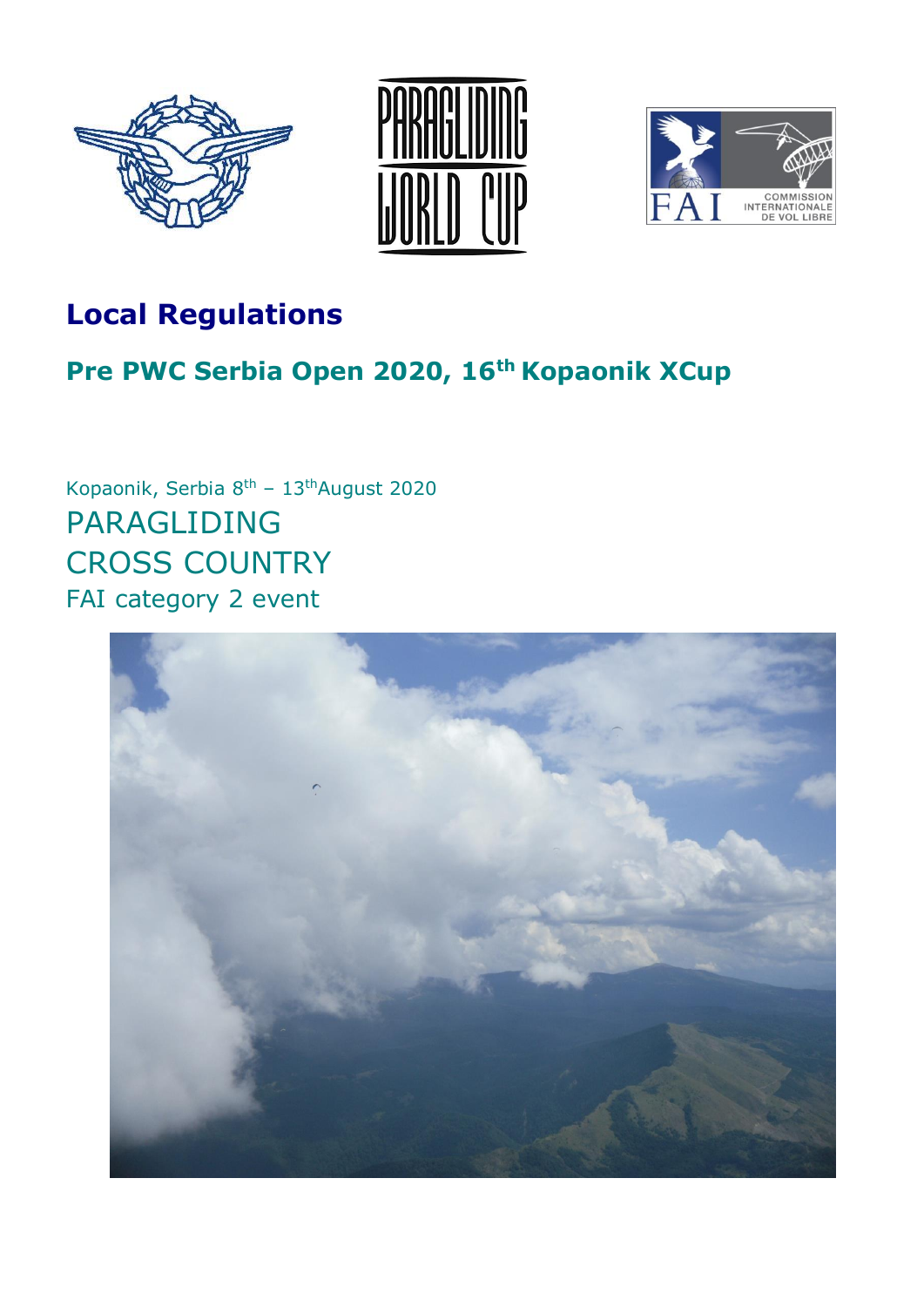# Local Regulations

## Pre PWC Serbia Open 2020, 16th Kopaonik XCup

Kopaonik, Serbia 8th – 13th August 2020

PARAGLIDING

CROSS COUNTRY

FAI category 2 event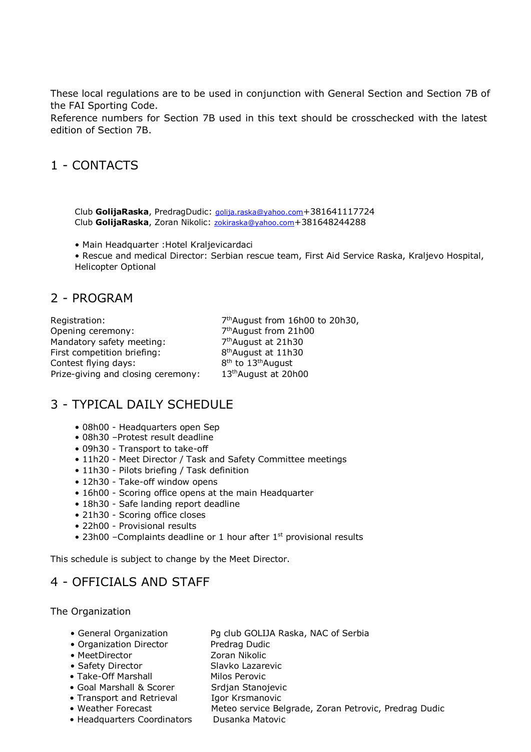These local regulations are to be used in conjunction with General Section and Section 7B of the FAI Sporting Code.
Reference numbers for Section 7B used in this text should be crosschecked with the latest edition of Section 7B.

# 1 - CONTACTS

Club **GolijaRaska**, PredragDudic: golija.raska@yahoo.com+381641117724
Club **GolijaRaska**, Zoran Nikolic: zokiraska@yahoo.com+381648244288

- Main Headquarter :Hotel Kraljevicardaci
- Rescue and medical Director: Serbian rescue team, First Aid Service Raska, Kraljevo Hospital, Helicopter Optional

# 2 - PROGRAM

| | |
|---|---|
| Registration: | 7thAugust from 16h00 to 20h30, |
| Opening ceremony: | 7thAugust from 21h00 |
| Mandatory safety meeting: | 7thAugust at 21h30 |
| First competition briefing: | 8thAugust at 11h30 |
| Contest flying days: | 8th to 13thAugust |
| Prize-giving and closing ceremony: | 13thAugust at 20h00 |

# 3 - TYPICAL DAILY SCHEDULE

- 08h00 - Headquarters open Sep
- 08h30 –Protest result deadline
- 09h30 - Transport to take-off
- 11h20 - Meet Director / Task and Safety Committee meetings
- 11h30 - Pilots briefing / Task definition
- 12h30 - Take-off window opens
- 16h00 - Scoring office opens at the main Headquarter
- 18h30 - Safe landing report deadline
- 21h30 - Scoring office closes
- 22h00 - Provisional results
- 23h00 –Complaints deadline or 1 hour after 1st provisional results

This schedule is subject to change by the Meet Director.

# 4 - OFFICIALS AND STAFF

The Organization

| | |
|---|---|
| General Organization | Pg club GOLIJA Raska, NAC of Serbia |
| Organization Director | Predrag Dudic |
| MeetDirector | Zoran Nikolic |
| Safety Director | Slavko Lazarevic |
| Take-Off Marshall | Milos Perovic |
| Goal Marshall & Scorer | Srdjan Stanojevic |
| Transport and Retrieval | Igor Krsmanovic |
| Weather Forecast | Meteo service Belgrade, Zoran Petrovic, Predrag Dudic |
| Headquarters Coordinators | Dusanka Matovic |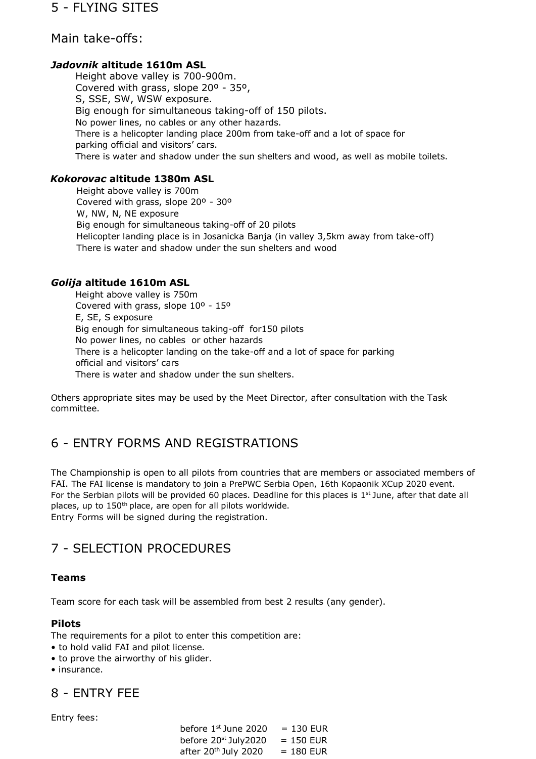## 5 - FLYING SITES

### Main take-offs:

***Jadovnik*** **altitude 1610m ASL**

Height above valley is 700-900m.
Covered with grass, slope 20º - 35º,
S, SSE, SW, WSW exposure.
Big enough for simultaneous taking-off of 150 pilots.
No power lines, no cables or any other hazards.
There is a helicopter landing place 200m from take-off and a lot of space for parking official and visitors' cars.
There is water and shadow under the sun shelters and wood, as well as mobile toilets.

***Kokorovac*** **altitude 1380m ASL**

Height above valley is 700m
Covered with grass, slope 20º - 30º
W, NW, N, NE exposure
Big enough for simultaneous taking-off of 20 pilots
Helicopter landing place is in Josanicka Banja (in valley 3,5km away from take-off)
There is water and shadow under the sun shelters and wood

***Golija*** **altitude 1610m ASL**

Height above valley is 750m
Covered with grass, slope 10º - 15º
E, SE, S exposure
Big enough for simultaneous taking-off for150 pilots
No power lines, no cables or other hazards
There is a helicopter landing on the take-off and a lot of space for parking official and visitors' cars
There is water and shadow under the sun shelters.

Others appropriate sites may be used by the Meet Director, after consultation with the Task committee.

## 6 - ENTRY FORMS AND REGISTRATIONS

The Championship is open to all pilots from countries that are members or associated members of FAI. The FAI license is mandatory to join a PrePWC Serbia Open, 16th Kopaonik XCup 2020 event. For the Serbian pilots will be provided 60 places. Deadline for this places is 1st June, after that date all places, up to 150th place, are open for all pilots worldwide.
Entry Forms will be signed during the registration.

## 7 - SELECTION PROCEDURES

### Teams

Team score for each task will be assembled from best 2 results (any gender).

### Pilots

The requirements for a pilot to enter this competition are:

- to hold valid FAI and pilot license.
- to prove the airworthy of his glider.
- insurance.

## 8 - ENTRY FEE

Entry fees:

before 1st June 2020 = 130 EUR
before 20st July2020 = 150 EUR
after 20th July 2020 = 180 EUR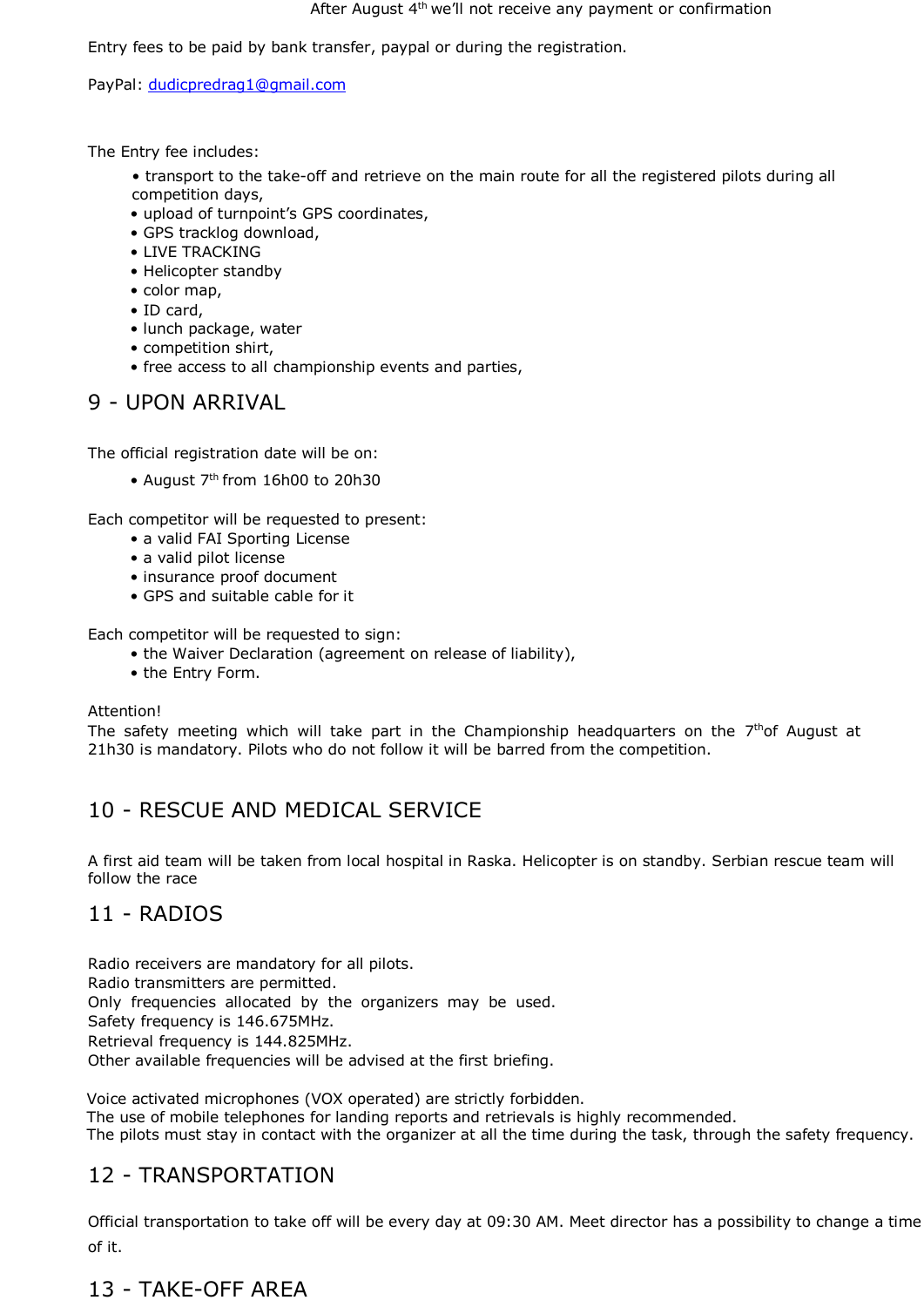After August 4th we'll not receive any payment or confirmation

Entry fees to be paid by bank transfer, paypal or during the registration.

PayPal: dudicpredrag1@gmail.com

The Entry fee includes:

- transport to the take-off and retrieve on the main route for all the registered pilots during all competition days,
- upload of turnpoint's GPS coordinates,
- GPS tracklog download,
- LIVE TRACKING
- Helicopter standby
- color map,
- ID card,
- lunch package, water
- competition shirt,
- free access to all championship events and parties,

## 9 - UPON ARRIVAL

The official registration date will be on:

- August 7th from 16h00 to 20h30

Each competitor will be requested to present:

- a valid FAI Sporting License
- a valid pilot license
- insurance proof document
- GPS and suitable cable for it

Each competitor will be requested to sign:

- the Waiver Declaration (agreement on release of liability),
- the Entry Form.

Attention!
The safety meeting which will take part in the Championship headquarters on the 7thof August at 21h30 is mandatory. Pilots who do not follow it will be barred from the competition.

## 10 - RESCUE AND MEDICAL SERVICE

A first aid team will be taken from local hospital in Raska. Helicopter is on standby. Serbian rescue team will follow the race

## 11 - RADIOS

Radio receivers are mandatory for all pilots.
Radio transmitters are permitted.
Only frequencies allocated by the organizers may be used.
Safety frequency is 146.675MHz.
Retrieval frequency is 144.825MHz.
Other available frequencies will be advised at the first briefing.

Voice activated microphones (VOX operated) are strictly forbidden.
The use of mobile telephones for landing reports and retrievals is highly recommended.
The pilots must stay in contact with the organizer at all the time during the task, through the safety frequency.

## 12 - TRANSPORTATION

Official transportation to take off will be every day at 09:30 AM. Meet director has a possibility to change a time of it.

## 13 - TAKE-OFF AREA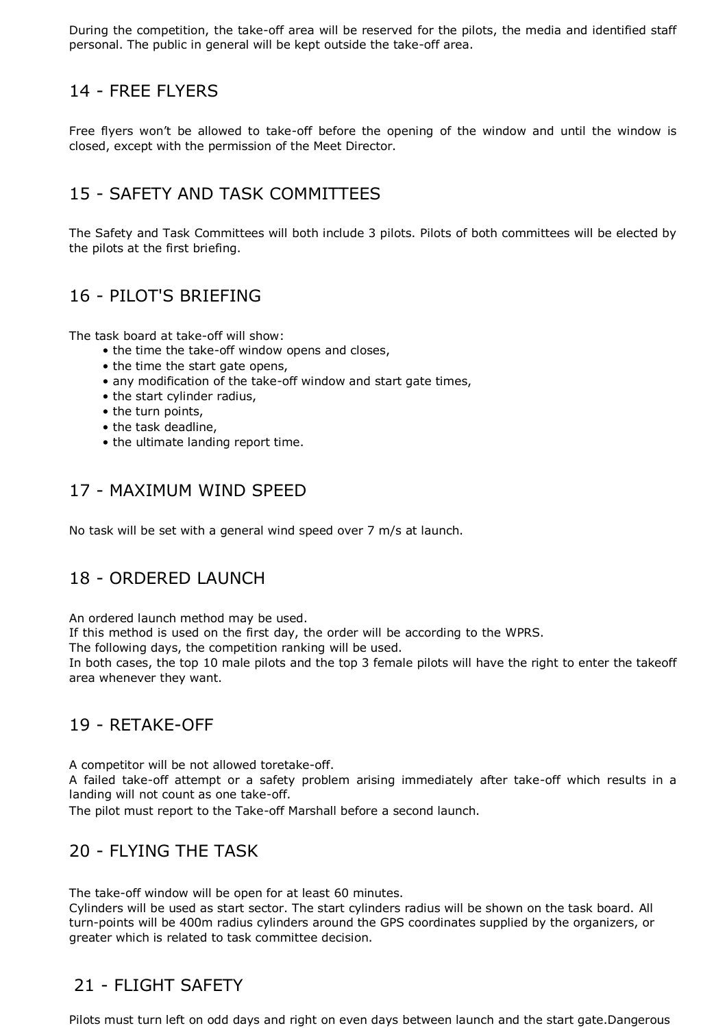During the competition, the take-off area will be reserved for the pilots, the media and identified staff personal. The public in general will be kept outside the take-off area.

## 14 - FREE FLYERS

Free flyers won’t be allowed to take-off before the opening of the window and until the window is closed, except with the permission of the Meet Director.

## 15 - SAFETY AND TASK COMMITTEES

The Safety and Task Committees will both include 3 pilots. Pilots of both committees will be elected by the pilots at the first briefing.

## 16 - PILOT'S BRIEFING

The task board at take-off will show:

- the time the take-off window opens and closes,
- the time the start gate opens,
- any modification of the take-off window and start gate times,
- the start cylinder radius,
- the turn points,
- the task deadline,
- the ultimate landing report time.

## 17 - MAXIMUM WIND SPEED

No task will be set with a general wind speed over 7 m/s at launch.

## 18 - ORDERED LAUNCH

An ordered launch method may be used.
If this method is used on the first day, the order will be according to the WPRS.
The following days, the competition ranking will be used.
In both cases, the top 10 male pilots and the top 3 female pilots will have the right to enter the takeoff area whenever they want.

## 19 - RETAKE-OFF

A competitor will be not allowed toretake-off.
A failed take-off attempt or a safety problem arising immediately after take-off which results in a landing will not count as one take-off.
The pilot must report to the Take-off Marshall before a second launch.

## 20 - FLYING THE TASK

The take-off window will be open for at least 60 minutes.
Cylinders will be used as start sector. The start cylinders radius will be shown on the task board. All turn-points will be 400m radius cylinders around the GPS coordinates supplied by the organizers, or greater which is related to task committee decision.

## 21 - FLIGHT SAFETY

Pilots must turn left on odd days and right on even days between launch and the start gate.Dangerous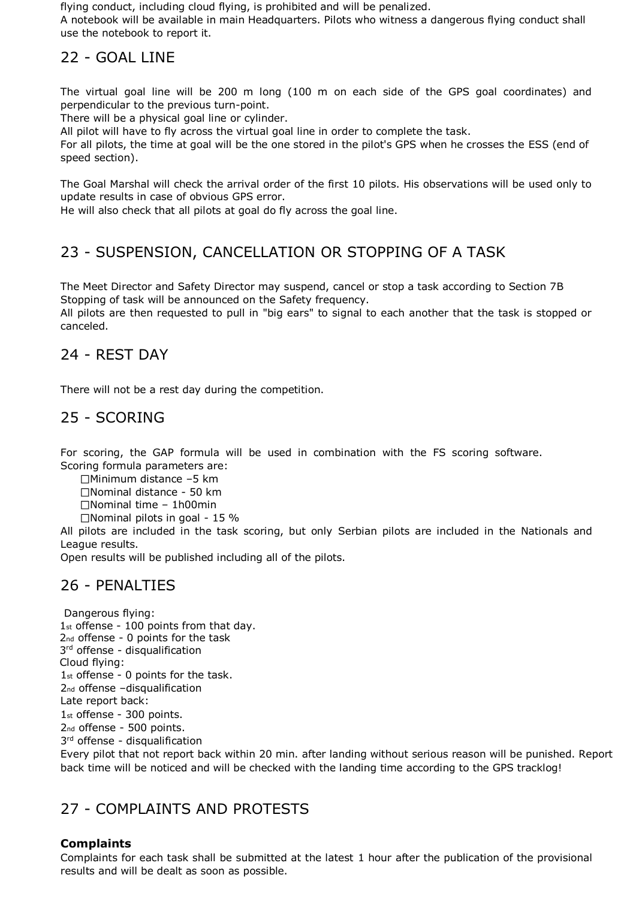flying conduct, including cloud flying, is prohibited and will be penalized.
A notebook will be available in main Headquarters. Pilots who witness a dangerous flying conduct shall use the notebook to report it.

## 22 - GOAL LINE

The virtual goal line will be 200 m long (100 m on each side of the GPS goal coordinates) and perpendicular to the previous turn-point.
There will be a physical goal line or cylinder.
All pilot will have to fly across the virtual goal line in order to complete the task.
For all pilots, the time at goal will be the one stored in the pilot's GPS when he crosses the ESS (end of speed section).

The Goal Marshal will check the arrival order of the first 10 pilots. His observations will be used only to update results in case of obvious GPS error.
He will also check that all pilots at goal do fly across the goal line.

## 23 - SUSPENSION, CANCELLATION OR STOPPING OF A TASK

The Meet Director and Safety Director may suspend, cancel or stop a task according to Section 7B
Stopping of task will be announced on the Safety frequency.
All pilots are then requested to pull in "big ears" to signal to each another that the task is stopped or canceled.

## 24 - REST DAY

There will not be a rest day during the competition.

## 25 - SCORING

For scoring, the GAP formula will be used in combination with the FS scoring software.
Scoring formula parameters are:

- Minimum distance –5 km
- Nominal distance - 50 km
- Nominal time – 1h00min
- Nominal pilots in goal - 15 %

All pilots are included in the task scoring, but only Serbian pilots are included in the Nationals and League results.
Open results will be published including all of the pilots.

## 26 - PENALTIES

Dangerous flying:
1st offense - 100 points from that day.
2nd offense - 0 points for the task
3rd offense - disqualification
Cloud flying:
1st offense - 0 points for the task.
2nd offense –disqualification
Late report back:
1st offense - 300 points.
2nd offense - 500 points.
3rd offense - disqualification
Every pilot that not report back within 20 min. after landing without serious reason will be punished. Report back time will be noticed and will be checked with the landing time according to the GPS tracklog!

## 27 - COMPLAINTS AND PROTESTS

**Complaints**
Complaints for each task shall be submitted at the latest 1 hour after the publication of the provisional results and will be dealt as soon as possible.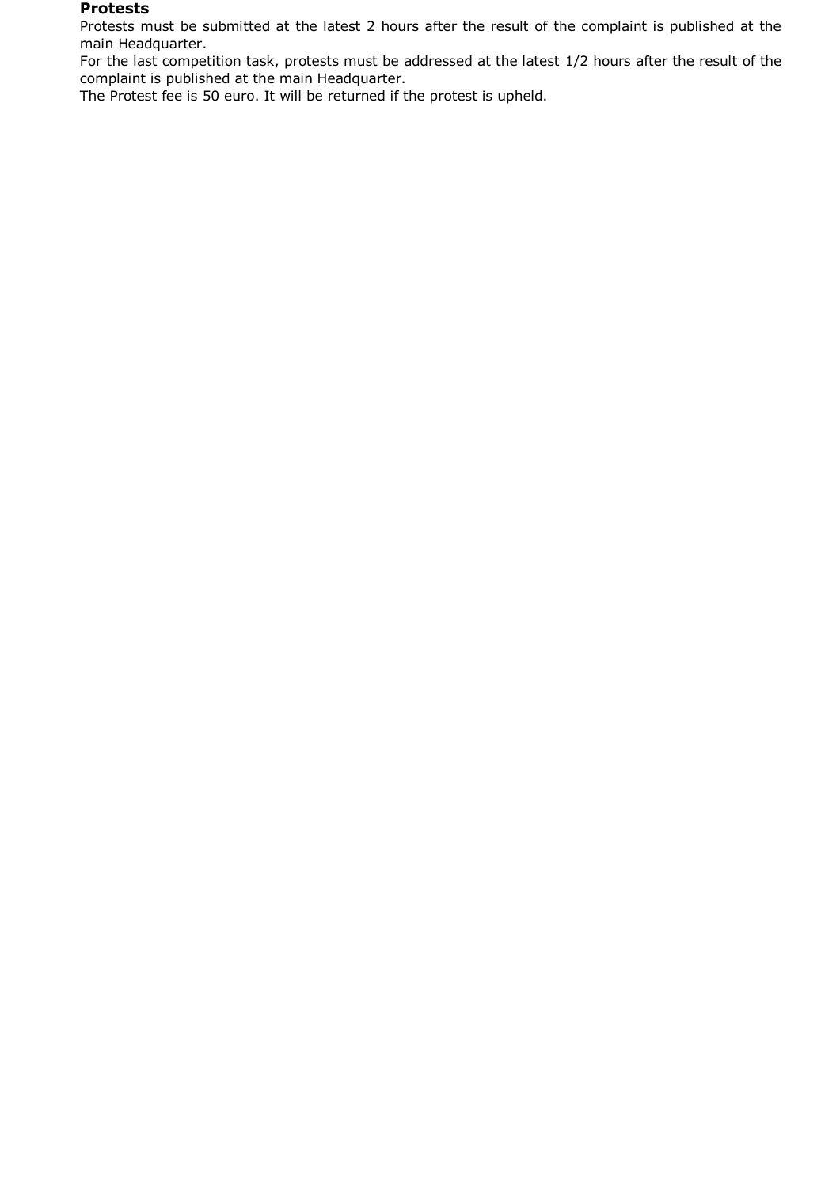## Protests

Protests must be submitted at the latest 2 hours after the result of the complaint is published at the main Headquarter.

For the last competition task, protests must be addressed at the latest 1/2 hours after the result of the complaint is published at the main Headquarter.

The Protest fee is 50 euro. It will be returned if the protest is upheld.